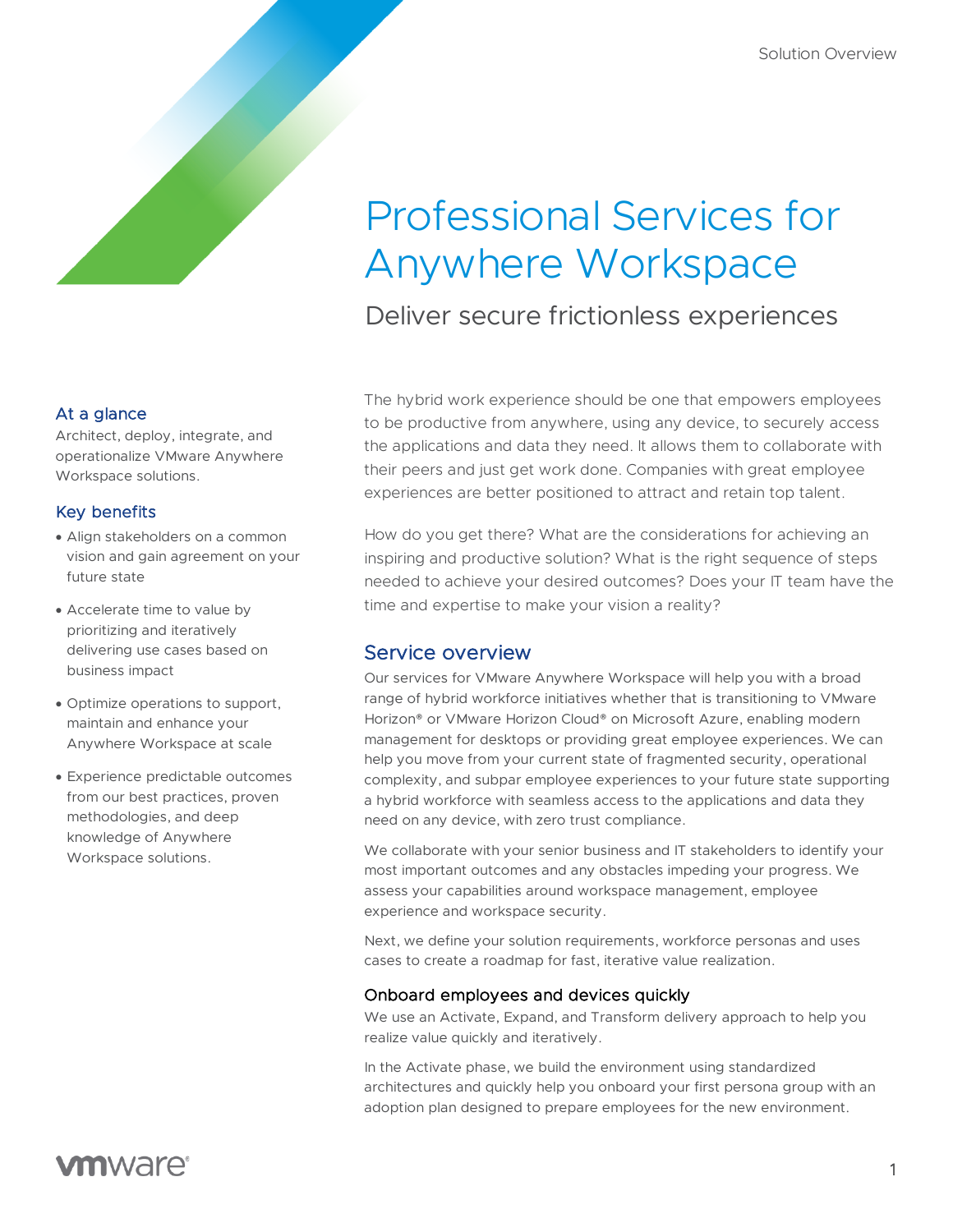Solution Overview

# Professional Services for Anywhere Workspace

## Deliver secure frictionless experiences

### At a glance

Architect, deploy, integrate, and operationalize VMware Anywhere Workspace solutions.

### Key benefits

- Align stakeholders on a common vision and gain agreement on your future state
- Accelerate time to value by prioritizing and iteratively delivering use cases based on business impact
- Optimize operations to support, maintain and enhance your Anywhere Workspace at scale
- Experience predictable outcomes from our best practices, proven methodologies, and deep knowledge of Anywhere Workspace solutions.

The hybrid work experience should be one that empowers employees to be productive from anywhere, using any device, to securely access the applications and data they need. It allows them to collaborate with their peers and just get work done. Companies with great employee experiences are better positioned to attract and retain top talent.

How do you get there? What are the considerations for achieving an inspiring and productive solution? What is the right sequence of steps needed to achieve your desired outcomes? Does your IT team have the time and expertise to make your vision a reality?

## Service overview

Our services for VMware Anywhere Workspace will help you with a broad range of hybrid workforce initiatives whether that is transitioning to VMware Horizon® or VMware Horizon Cloud® on Microsoft Azure, enabling modern management for desktops or providing great employee experiences. We can help you move from your current state of fragmented security, operational complexity, and subpar employee experiences to your future state supporting a hybrid workforce with seamless access to the applications and data they need on any device, with zero trust compliance.

We collaborate with your senior business and IT stakeholders to identify your most important outcomes and any obstacles impeding your progress. We assess your capabilities around workspace management, employee experience and workspace security.

Next, we define your solution requirements, workforce personas and uses cases to create a roadmap for fast, iterative value realization.

### Onboard employees and devices quickly

We use an Activate, Expand, and Transform delivery approach to help you realize value quickly and iteratively.

In the Activate phase, we build the environment using standardized architectures and quickly help you onboard your first persona group with an adoption plan designed to prepare employees for the new environment.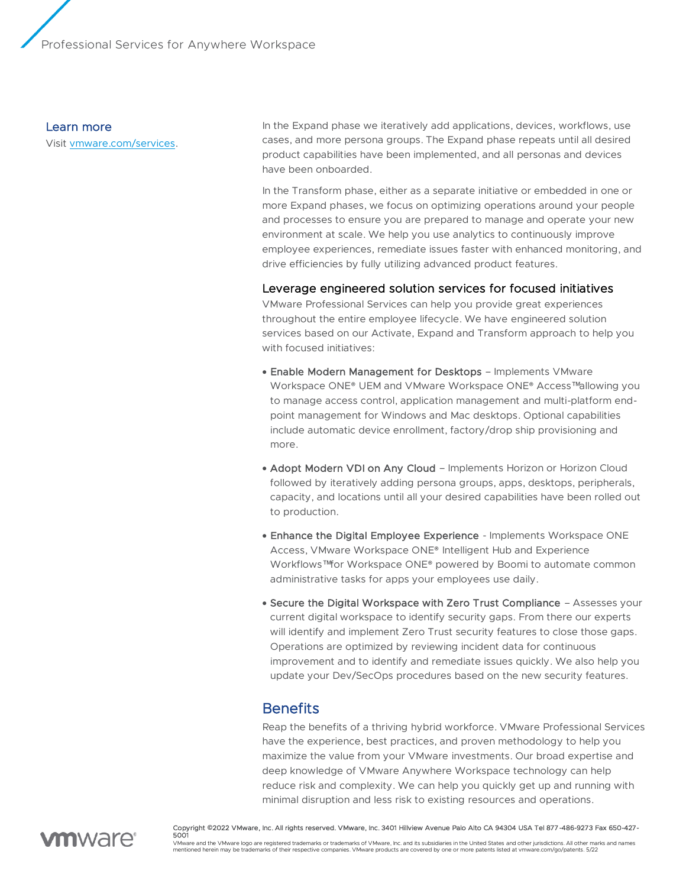## Learn more

Visit [vmware.com/services](https://vmware.com/services).

In the Expand phase we iteratively add applications, devices, workflows, use cases, and more persona groups. The Expand phase repeats until all desired product capabilities have been implemented, and all personas and devices have been onboarded.

In the Transform phase, either as a separate initiative or embedded in one or more Expand phases, we focus on optimizing operations around your people and processes to ensure you are prepared to manage and operate your new environment at scale. We help you use analytics to continuously improve employee experiences, remediate issues faster with enhanced monitoring, and drive efficiencies by fully utilizing advanced product features.

### Leverage engineered solution services for focused initiatives

VMware Professional Services can help you provide great experiences throughout the entire employee lifecycle. We have engineered solution services based on our Activate, Expand and Transform approach to help you with focused initiatives:

- **Enable Modern Management for Desktops** – Implements VMware Workspace ONE® UEM and VMware Workspace ONE® Access™allowing you to manage access control, application management and multi-platform end-point management for Windows and Mac desktops. Optional capabilities include automatic device enrollment, factory/drop ship provisioning and more.
- **Adopt Modern VDI on Any Cloud** – Implements Horizon or Horizon Cloud followed by iteratively adding persona groups, apps, desktops, peripherals, capacity, and locations until all your desired capabilities have been rolled out to production.
- **Enhance the Digital Employee Experience** - Implements Workspace ONE Access, VMware Workspace ONE® Intelligent Hub and Experience Workflows™for Workspace ONE® powered by Boomi to automate common administrative tasks for apps your employees use daily.
- **Secure the Digital Workspace with Zero Trust Compliance** – Assesses your current digital workspace to identify security gaps. From there our experts will identify and implement Zero Trust security features to close those gaps. Operations are optimized by reviewing incident data for continuous improvement and to identify and remediate issues quickly. We also help you update your Dev/SecOps procedures based on the new security features.

## Benefits

Reap the benefits of a thriving hybrid workforce. VMware Professional Services have the experience, best practices, and proven methodology to help you maximize the value from your VMware investments. Our broad expertise and deep knowledge of VMware Anywhere Workspace technology can help reduce risk and complexity. We can help you quickly get up and running with minimal disruption and less risk to existing resources and operations.

Copyright ©2022 VMware, Inc. All rights reserved. VMware, Inc. 3401 Hillview Avenue Palo Alto CA 94304 USA Tel 877-486-9273 Fax 650-427-5001
VMware and the VMware logo are registered trademarks or trademarks of VMware, Inc. and its subsidiaries in the United States and other jurisdictions. All other marks and names mentioned herein may be trademarks of their respective companies. VMware products are covered by one or more patents listed at vmware.com/go/patents. 5/22